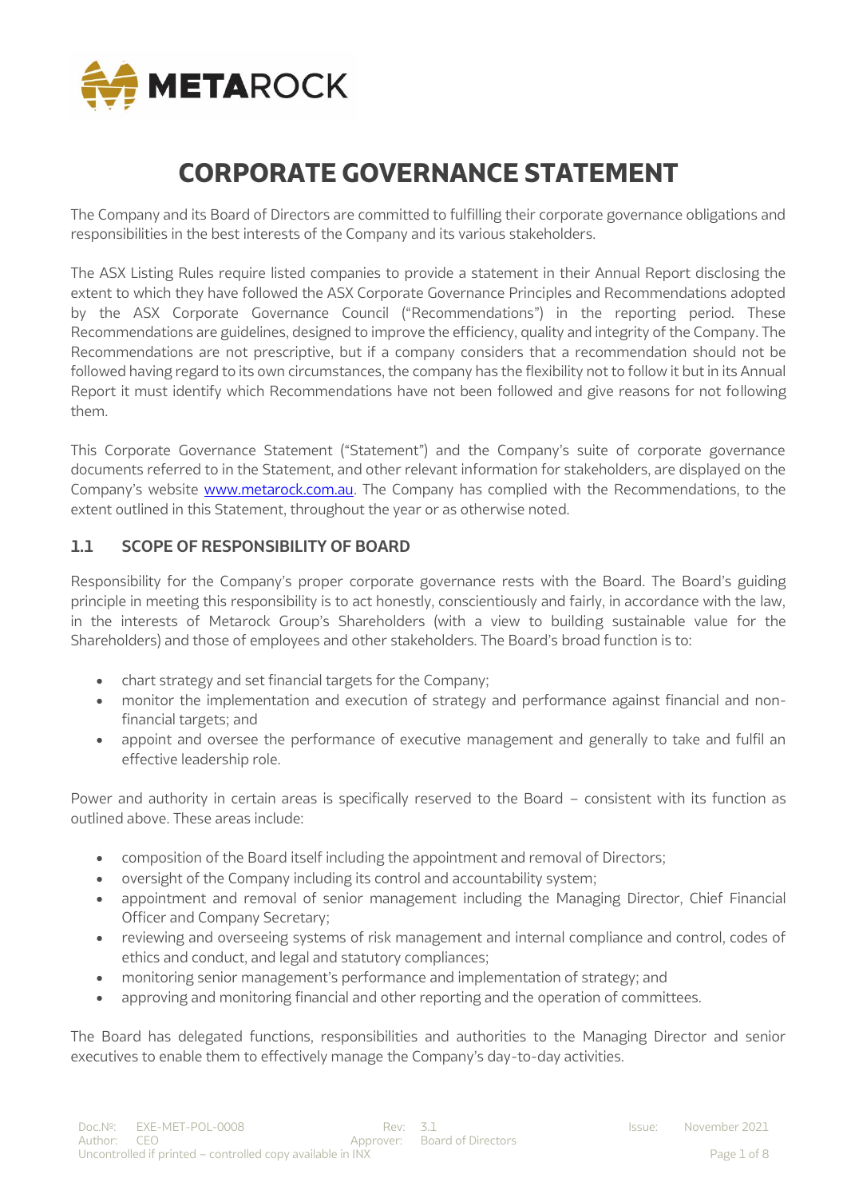# CORPORATE GOVERNANCE STATEMENT

The Company and its Board of Directors are committed to fulfilling their corporate governance obligations and responsibilities in the best interests of the Company and its various stakeholders.

The ASX Listing Rules require listed companies to provide a statement in their Annual Report disclosing the extent to which they have followed the ASX Corporate Governance Principles and Recommendations adopted by the ASX Corporate Governance Council ("Recommendations") in the reporting period. These Recommendations are guidelines, designed to improve the efficiency, quality and integrity of the Company. The Recommendations are not prescriptive, but if a company considers that a recommendation should not be followed having regard to its own circumstances, the company has the flexibility not to follow it but in its Annual Report it must identify which Recommendations have not been followed and give reasons for not following them.

This Corporate Governance Statement ("Statement") and the Company's suite of corporate governance documents referred to in the Statement, and other relevant information for stakeholders, are displayed on the Company's website [www.metarock.com.au](www.metarock.com.au). The Company has complied with the Recommendations, to the extent outlined in this Statement, throughout the year or as otherwise noted.

## 1.1 SCOPE OF RESPONSIBILITY OF BOARD

Responsibility for the Company's proper corporate governance rests with the Board. The Board's guiding principle in meeting this responsibility is to act honestly, conscientiously and fairly, in accordance with the law, in the interests of Metarock Group's Shareholders (with a view to building sustainable value for the Shareholders) and those of employees and other stakeholders. The Board's broad function is to:

- chart strategy and set financial targets for the Company;
- monitor the implementation and execution of strategy and performance against financial and non-financial targets; and
- appoint and oversee the performance of executive management and generally to take and fulfil an effective leadership role.

Power and authority in certain areas is specifically reserved to the Board – consistent with its function as outlined above. These areas include:

- composition of the Board itself including the appointment and removal of Directors;
- oversight of the Company including its control and accountability system;
- appointment and removal of senior management including the Managing Director, Chief Financial Officer and Company Secretary;
- reviewing and overseeing systems of risk management and internal compliance and control, codes of ethics and conduct, and legal and statutory compliances;
- monitoring senior management's performance and implementation of strategy; and
- approving and monitoring financial and other reporting and the operation of committees.

The Board has delegated functions, responsibilities and authorities to the Managing Director and senior executives to enable them to effectively manage the Company's day-to-day activities.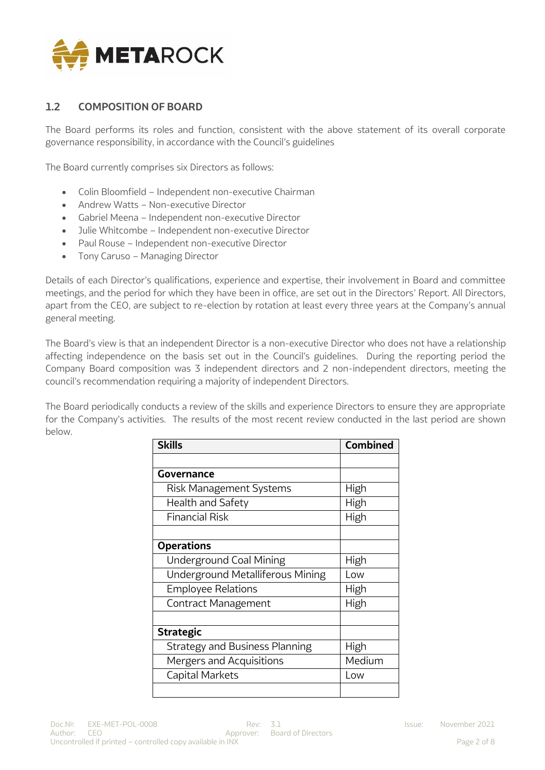## 1.2 COMPOSITION OF BOARD

The Board performs its roles and function, consistent with the above statement of its overall corporate governance responsibility, in accordance with the Council's guidelines

The Board currently comprises six Directors as follows:

- Colin Bloomfield – Independent non-executive Chairman
- Andrew Watts – Non-executive Director
- Gabriel Meena – Independent non-executive Director
- Julie Whitcombe – Independent non-executive Director
- Paul Rouse – Independent non-executive Director
- Tony Caruso – Managing Director

Details of each Director's qualifications, experience and expertise, their involvement in Board and committee meetings, and the period for which they have been in office, are set out in the Directors' Report. All Directors, apart from the CEO, are subject to re-election by rotation at least every three years at the Company's annual general meeting.

The Board's view is that an independent Director is a non-executive Director who does not have a relationship affecting independence on the basis set out in the Council's guidelines. During the reporting period the Company Board composition was 3 independent directors and 2 non-independent directors, meeting the council's recommendation requiring a majority of independent Directors.

The Board periodically conducts a review of the skills and experience Directors to ensure they are appropriate for the Company's activities. The results of the most recent review conducted in the last period are shown below.

| Skills | Combined |
|---|---|
| | |
| **Governance** | |
| Risk Management Systems | High |
| Health and Safety | High |
| Financial Risk | High |
| | |
| **Operations** | |
| Underground Coal Mining | High |
| Underground Metalliferous Mining | Low |
| Employee Relations | High |
| Contract Management | High |
| | |
| **Strategic** | |
| Strategy and Business Planning | High |
| Mergers and Acquisitions | Medium |
| Capital Markets | Low |
| | |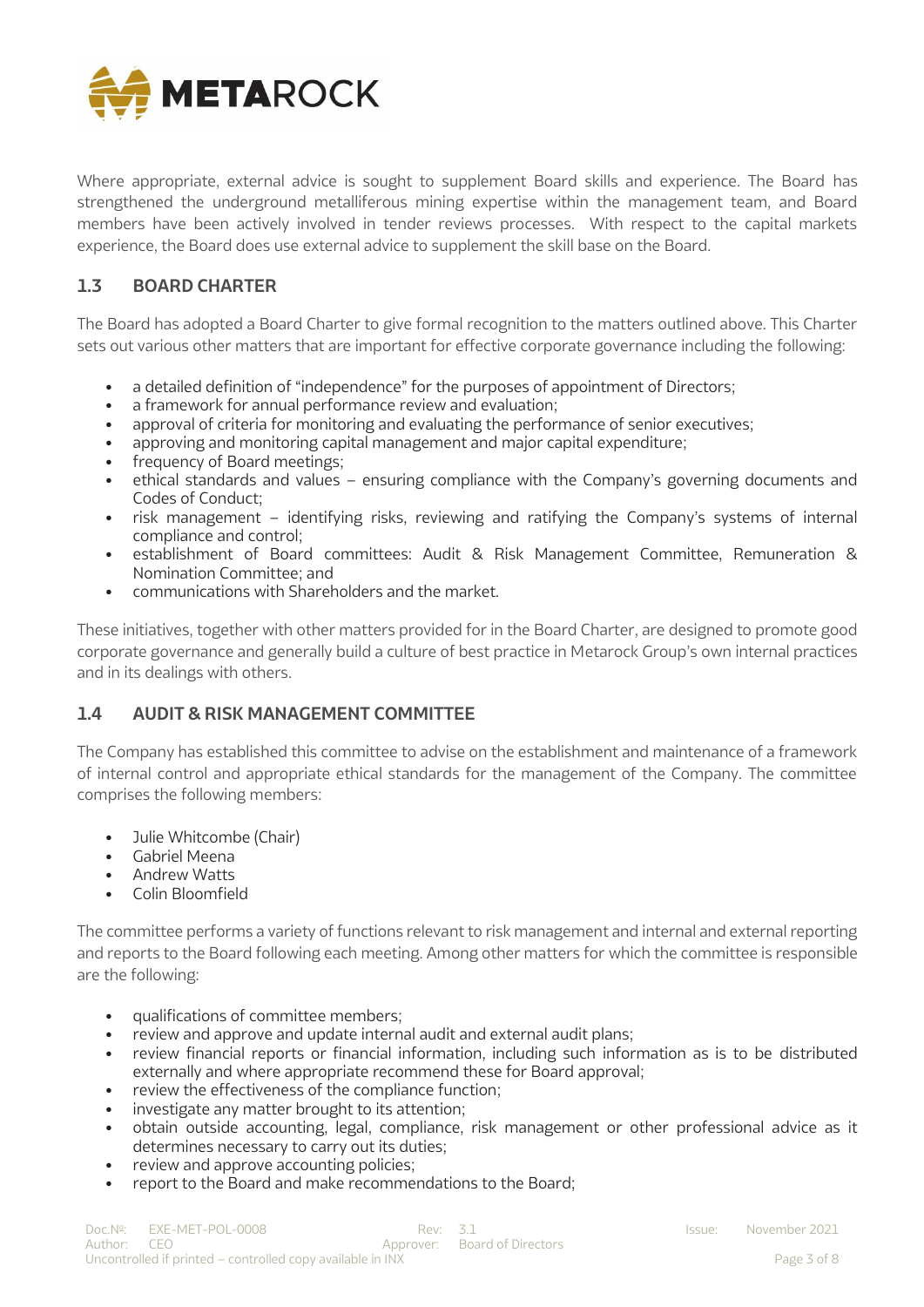Where appropriate, external advice is sought to supplement Board skills and experience. The Board has strengthened the underground metalliferous mining expertise within the management team, and Board members have been actively involved in tender reviews processes. With respect to the capital markets experience, the Board does use external advice to supplement the skill base on the Board.

## 1.3 BOARD CHARTER

The Board has adopted a Board Charter to give formal recognition to the matters outlined above. This Charter sets out various other matters that are important for effective corporate governance including the following:

- a detailed definition of "independence" for the purposes of appointment of Directors;
- a framework for annual performance review and evaluation;
- approval of criteria for monitoring and evaluating the performance of senior executives;
- approving and monitoring capital management and major capital expenditure;
- frequency of Board meetings;
- ethical standards and values – ensuring compliance with the Company's governing documents and Codes of Conduct;
- risk management – identifying risks, reviewing and ratifying the Company's systems of internal compliance and control;
- establishment of Board committees: Audit & Risk Management Committee, Remuneration & Nomination Committee; and
- communications with Shareholders and the market.

These initiatives, together with other matters provided for in the Board Charter, are designed to promote good corporate governance and generally build a culture of best practice in Metarock Group's own internal practices and in its dealings with others.

## 1.4 AUDIT & RISK MANAGEMENT COMMITTEE

The Company has established this committee to advise on the establishment and maintenance of a framework of internal control and appropriate ethical standards for the management of the Company. The committee comprises the following members:

- Julie Whitcombe (Chair)
- Gabriel Meena
- Andrew Watts
- Colin Bloomfield

The committee performs a variety of functions relevant to risk management and internal and external reporting and reports to the Board following each meeting. Among other matters for which the committee is responsible are the following:

- qualifications of committee members;
- review and approve and update internal audit and external audit plans;
- review financial reports or financial information, including such information as is to be distributed externally and where appropriate recommend these for Board approval;
- review the effectiveness of the compliance function;
- investigate any matter brought to its attention;
- obtain outside accounting, legal, compliance, risk management or other professional advice as it determines necessary to carry out its duties;
- review and approve accounting policies;
- report to the Board and make recommendations to the Board;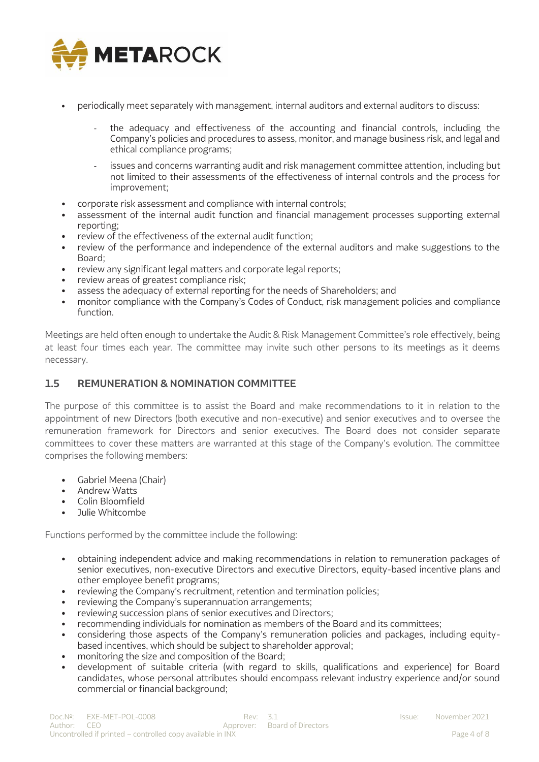- periodically meet separately with management, internal auditors and external auditors to discuss:
  - the adequacy and effectiveness of the accounting and financial controls, including the Company's policies and procedures to assess, monitor, and manage business risk, and legal and ethical compliance programs;
  - issues and concerns warranting audit and risk management committee attention, including but not limited to their assessments of the effectiveness of internal controls and the process for improvement;
- corporate risk assessment and compliance with internal controls;
- assessment of the internal audit function and financial management processes supporting external reporting;
- review of the effectiveness of the external audit function;
- review of the performance and independence of the external auditors and make suggestions to the Board;
- review any significant legal matters and corporate legal reports;
- review areas of greatest compliance risk;
- assess the adequacy of external reporting for the needs of Shareholders; and
- monitor compliance with the Company's Codes of Conduct, risk management policies and compliance function.

Meetings are held often enough to undertake the Audit & Risk Management Committee's role effectively, being at least four times each year. The committee may invite such other persons to its meetings as it deems necessary.

## 1.5 REMUNERATION & NOMINATION COMMITTEE

The purpose of this committee is to assist the Board and make recommendations to it in relation to the appointment of new Directors (both executive and non-executive) and senior executives and to oversee the remuneration framework for Directors and senior executives. The Board does not consider separate committees to cover these matters are warranted at this stage of the Company's evolution. The committee comprises the following members:

- Gabriel Meena (Chair)
- Andrew Watts
- Colin Bloomfield
- Julie Whitcombe

Functions performed by the committee include the following:

- obtaining independent advice and making recommendations in relation to remuneration packages of senior executives, non-executive Directors and executive Directors, equity-based incentive plans and other employee benefit programs;
- reviewing the Company's recruitment, retention and termination policies;
- reviewing the Company's superannuation arrangements;
- reviewing succession plans of senior executives and Directors;
- recommending individuals for nomination as members of the Board and its committees;
- considering those aspects of the Company's remuneration policies and packages, including equity-based incentives, which should be subject to shareholder approval;
- monitoring the size and composition of the Board;
- development of suitable criteria (with regard to skills, qualifications and experience) for Board candidates, whose personal attributes should encompass relevant industry experience and/or sound commercial or financial background;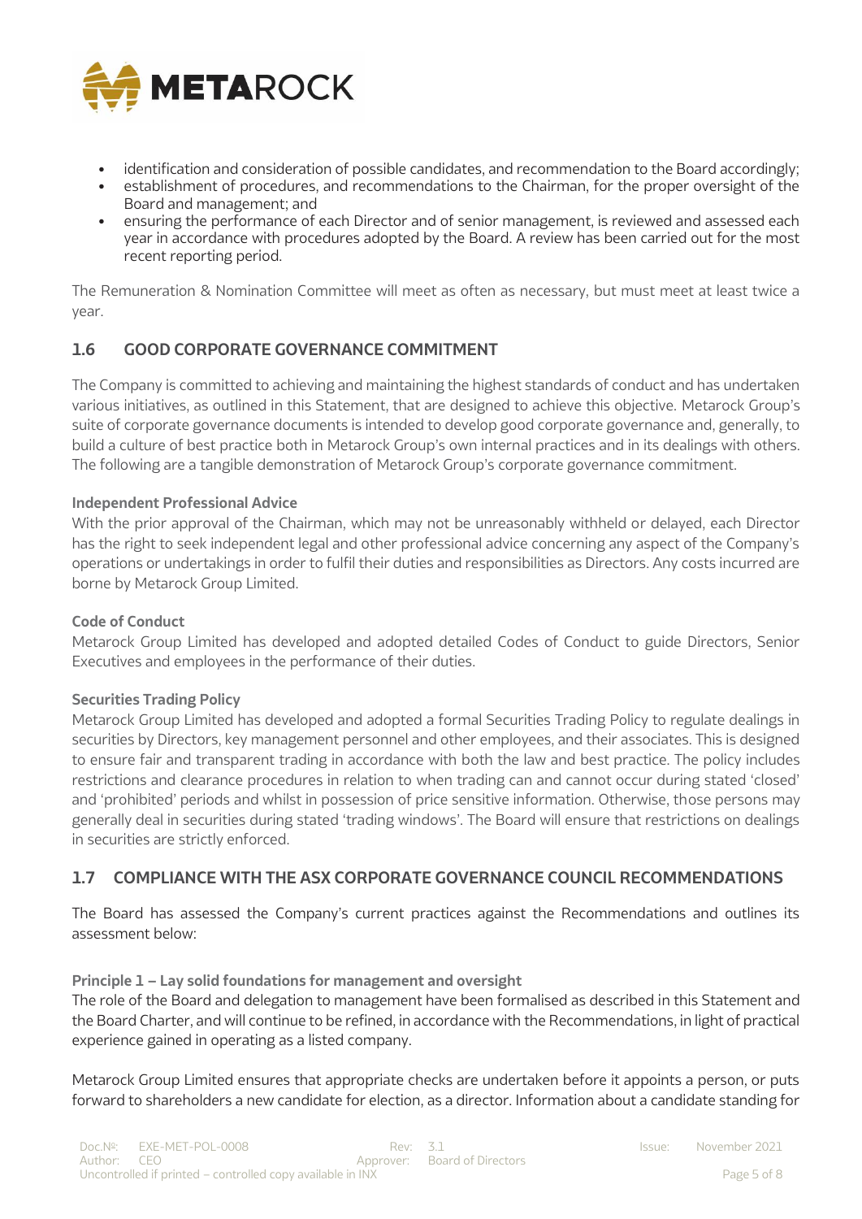- identification and consideration of possible candidates, and recommendation to the Board accordingly;
- establishment of procedures, and recommendations to the Chairman, for the proper oversight of the Board and management; and
- ensuring the performance of each Director and of senior management, is reviewed and assessed each year in accordance with procedures adopted by the Board. A review has been carried out for the most recent reporting period.

The Remuneration & Nomination Committee will meet as often as necessary, but must meet at least twice a year.

## 1.6 GOOD CORPORATE GOVERNANCE COMMITMENT

The Company is committed to achieving and maintaining the highest standards of conduct and has undertaken various initiatives, as outlined in this Statement, that are designed to achieve this objective. Metarock Group's suite of corporate governance documents is intended to develop good corporate governance and, generally, to build a culture of best practice both in Metarock Group's own internal practices and in its dealings with others. The following are a tangible demonstration of Metarock Group's corporate governance commitment.

**Independent Professional Advice**

With the prior approval of the Chairman, which may not be unreasonably withheld or delayed, each Director has the right to seek independent legal and other professional advice concerning any aspect of the Company's operations or undertakings in order to fulfil their duties and responsibilities as Directors. Any costs incurred are borne by Metarock Group Limited.

**Code of Conduct**

Metarock Group Limited has developed and adopted detailed Codes of Conduct to guide Directors, Senior Executives and employees in the performance of their duties.

**Securities Trading Policy**

Metarock Group Limited has developed and adopted a formal Securities Trading Policy to regulate dealings in securities by Directors, key management personnel and other employees, and their associates. This is designed to ensure fair and transparent trading in accordance with both the law and best practice. The policy includes restrictions and clearance procedures in relation to when trading can and cannot occur during stated 'closed' and 'prohibited' periods and whilst in possession of price sensitive information. Otherwise, those persons may generally deal in securities during stated 'trading windows'. The Board will ensure that restrictions on dealings in securities are strictly enforced.

## 1.7 COMPLIANCE WITH THE ASX CORPORATE GOVERNANCE COUNCIL RECOMMENDATIONS

The Board has assessed the Company's current practices against the Recommendations and outlines its assessment below:

**Principle 1 – Lay solid foundations for management and oversight**

The role of the Board and delegation to management have been formalised as described in this Statement and the Board Charter, and will continue to be refined, in accordance with the Recommendations, in light of practical experience gained in operating as a listed company.

Metarock Group Limited ensures that appropriate checks are undertaken before it appoints a person, or puts forward to shareholders a new candidate for election, as a director. Information about a candidate standing for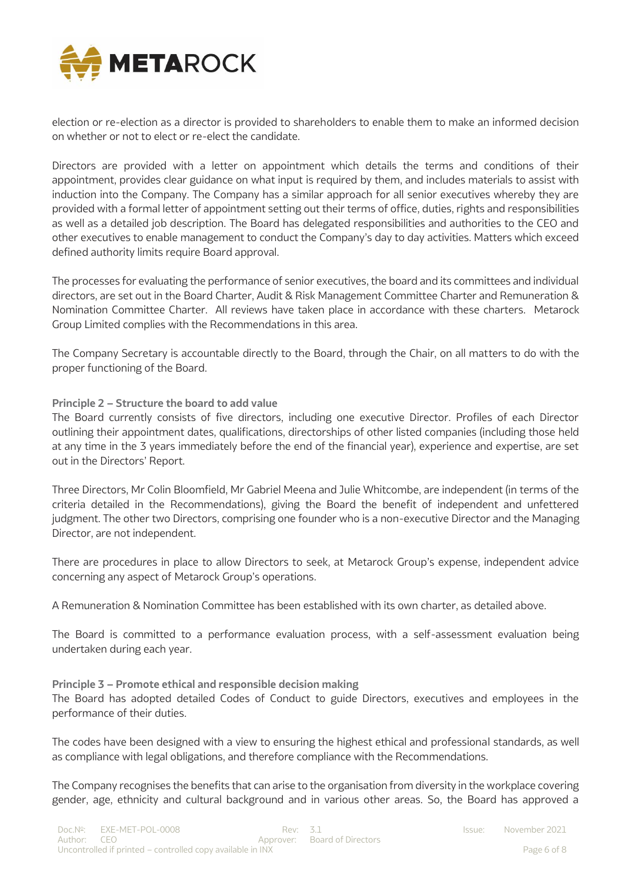election or re-election as a director is provided to shareholders to enable them to make an informed decision on whether or not to elect or re-elect the candidate.

Directors are provided with a letter on appointment which details the terms and conditions of their appointment, provides clear guidance on what input is required by them, and includes materials to assist with induction into the Company. The Company has a similar approach for all senior executives whereby they are provided with a formal letter of appointment setting out their terms of office, duties, rights and responsibilities as well as a detailed job description. The Board has delegated responsibilities and authorities to the CEO and other executives to enable management to conduct the Company's day to day activities. Matters which exceed defined authority limits require Board approval.

The processes for evaluating the performance of senior executives, the board and its committees and individual directors, are set out in the Board Charter, Audit & Risk Management Committee Charter and Remuneration & Nomination Committee Charter. All reviews have taken place in accordance with these charters. Metarock Group Limited complies with the Recommendations in this area.

The Company Secretary is accountable directly to the Board, through the Chair, on all matters to do with the proper functioning of the Board.

**Principle 2 – Structure the board to add value**

The Board currently consists of five directors, including one executive Director. Profiles of each Director outlining their appointment dates, qualifications, directorships of other listed companies (including those held at any time in the 3 years immediately before the end of the financial year), experience and expertise, are set out in the Directors' Report.

Three Directors, Mr Colin Bloomfield, Mr Gabriel Meena and Julie Whitcombe, are independent (in terms of the criteria detailed in the Recommendations), giving the Board the benefit of independent and unfettered judgment. The other two Directors, comprising one founder who is a non-executive Director and the Managing Director, are not independent.

There are procedures in place to allow Directors to seek, at Metarock Group's expense, independent advice concerning any aspect of Metarock Group's operations.

A Remuneration & Nomination Committee has been established with its own charter, as detailed above.

The Board is committed to a performance evaluation process, with a self-assessment evaluation being undertaken during each year.

**Principle 3 – Promote ethical and responsible decision making**

The Board has adopted detailed Codes of Conduct to guide Directors, executives and employees in the performance of their duties.

The codes have been designed with a view to ensuring the highest ethical and professional standards, as well as compliance with legal obligations, and therefore compliance with the Recommendations.

The Company recognises the benefits that can arise to the organisation from diversity in the workplace covering gender, age, ethnicity and cultural background and in various other areas. So, the Board has approved a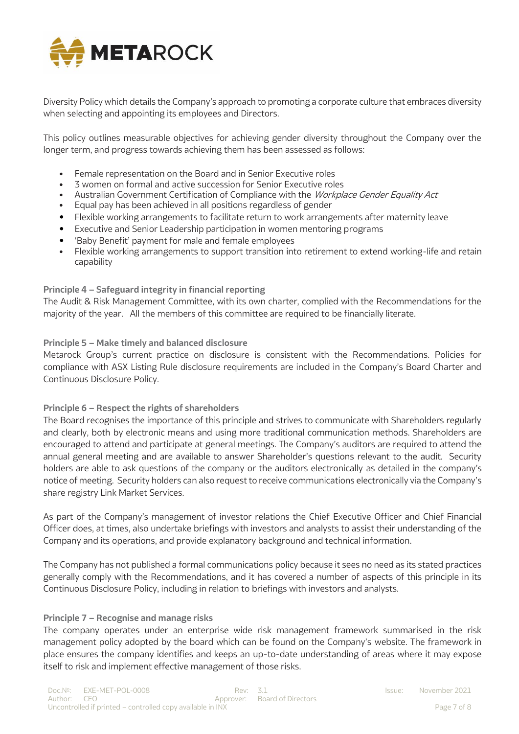Diversity Policy which details the Company's approach to promoting a corporate culture that embraces diversity when selecting and appointing its employees and Directors.

This policy outlines measurable objectives for achieving gender diversity throughout the Company over the longer term, and progress towards achieving them has been assessed as follows:

- Female representation on the Board and in Senior Executive roles
- 3 women on formal and active succession for Senior Executive roles
- Australian Government Certification of Compliance with the *Workplace Gender Equality Act*
- Equal pay has been achieved in all positions regardless of gender
- Flexible working arrangements to facilitate return to work arrangements after maternity leave
- Executive and Senior Leadership participation in women mentoring programs
- 'Baby Benefit' payment for male and female employees
- Flexible working arrangements to support transition into retirement to extend working-life and retain capability

**Principle 4 – Safeguard integrity in financial reporting**

The Audit & Risk Management Committee, with its own charter, complied with the Recommendations for the majority of the year. All the members of this committee are required to be financially literate.

**Principle 5 – Make timely and balanced disclosure**

Metarock Group's current practice on disclosure is consistent with the Recommendations. Policies for compliance with ASX Listing Rule disclosure requirements are included in the Company's Board Charter and Continuous Disclosure Policy.

**Principle 6 – Respect the rights of shareholders**

The Board recognises the importance of this principle and strives to communicate with Shareholders regularly and clearly, both by electronic means and using more traditional communication methods. Shareholders are encouraged to attend and participate at general meetings. The Company's auditors are required to attend the annual general meeting and are available to answer Shareholder's questions relevant to the audit. Security holders are able to ask questions of the company or the auditors electronically as detailed in the company's notice of meeting. Security holders can also request to receive communications electronically via the Company's share registry Link Market Services.

As part of the Company's management of investor relations the Chief Executive Officer and Chief Financial Officer does, at times, also undertake briefings with investors and analysts to assist their understanding of the Company and its operations, and provide explanatory background and technical information.

The Company has not published a formal communications policy because it sees no need as its stated practices generally comply with the Recommendations, and it has covered a number of aspects of this principle in its Continuous Disclosure Policy, including in relation to briefings with investors and analysts.

**Principle 7 – Recognise and manage risks**

The company operates under an enterprise wide risk management framework summarised in the risk management policy adopted by the board which can be found on the Company's website. The framework in place ensures the company identifies and keeps an up-to-date understanding of areas where it may expose itself to risk and implement effective management of those risks.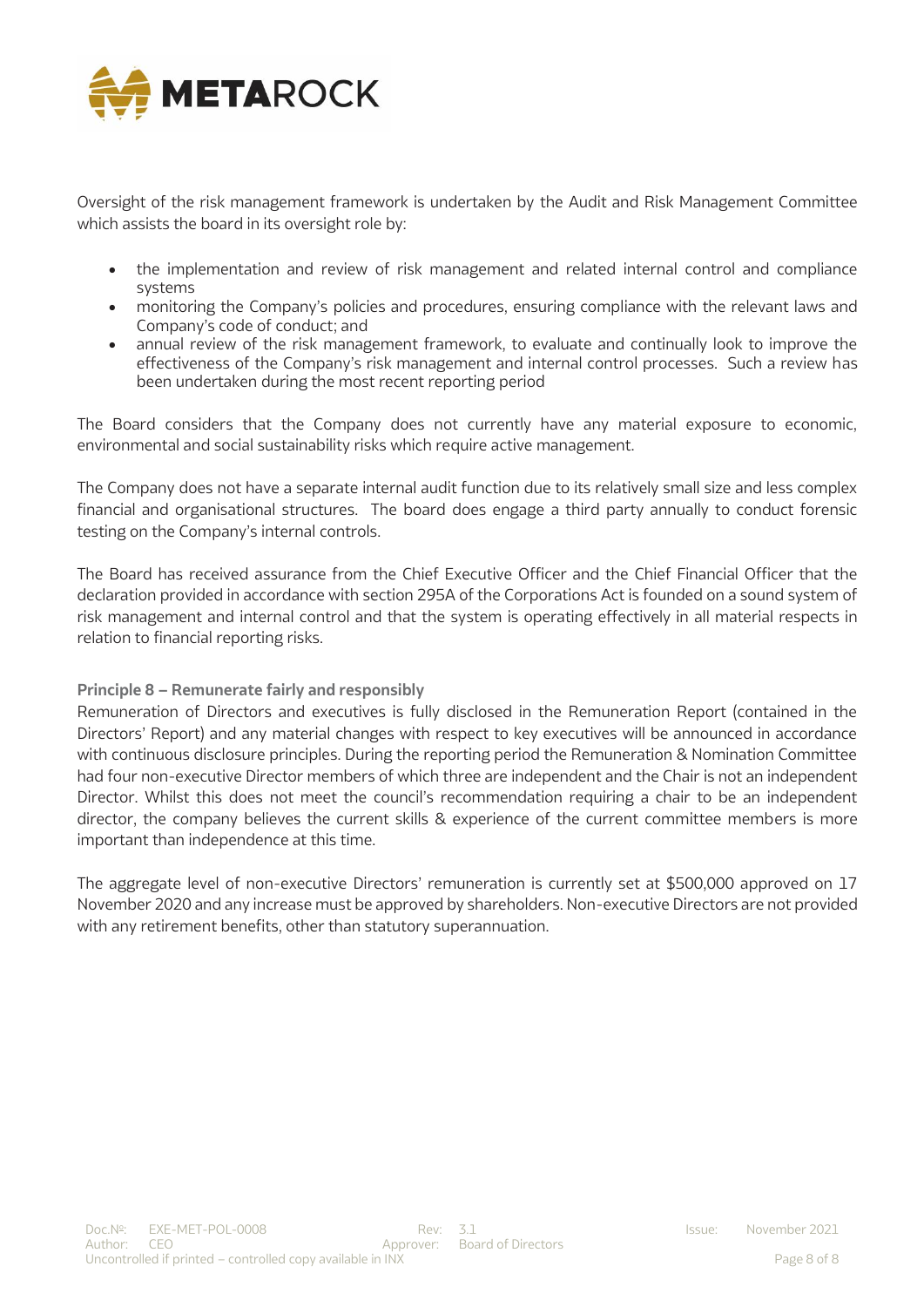Oversight of the risk management framework is undertaken by the Audit and Risk Management Committee which assists the board in its oversight role by:

- the implementation and review of risk management and related internal control and compliance systems
- monitoring the Company's policies and procedures, ensuring compliance with the relevant laws and Company's code of conduct; and
- annual review of the risk management framework, to evaluate and continually look to improve the effectiveness of the Company's risk management and internal control processes. Such a review has been undertaken during the most recent reporting period

The Board considers that the Company does not currently have any material exposure to economic, environmental and social sustainability risks which require active management.

The Company does not have a separate internal audit function due to its relatively small size and less complex financial and organisational structures. The board does engage a third party annually to conduct forensic testing on the Company's internal controls.

The Board has received assurance from the Chief Executive Officer and the Chief Financial Officer that the declaration provided in accordance with section 295A of the Corporations Act is founded on a sound system of risk management and internal control and that the system is operating effectively in all material respects in relation to financial reporting risks.

**Principle 8 – Remunerate fairly and responsibly**

Remuneration of Directors and executives is fully disclosed in the Remuneration Report (contained in the Directors' Report) and any material changes with respect to key executives will be announced in accordance with continuous disclosure principles. During the reporting period the Remuneration & Nomination Committee had four non-executive Director members of which three are independent and the Chair is not an independent Director. Whilst this does not meet the council's recommendation requiring a chair to be an independent director, the company believes the current skills & experience of the current committee members is more important than independence at this time.

The aggregate level of non-executive Directors' remuneration is currently set at $500,000 approved on 17 November 2020 and any increase must be approved by shareholders. Non-executive Directors are not provided with any retirement benefits, other than statutory superannuation.